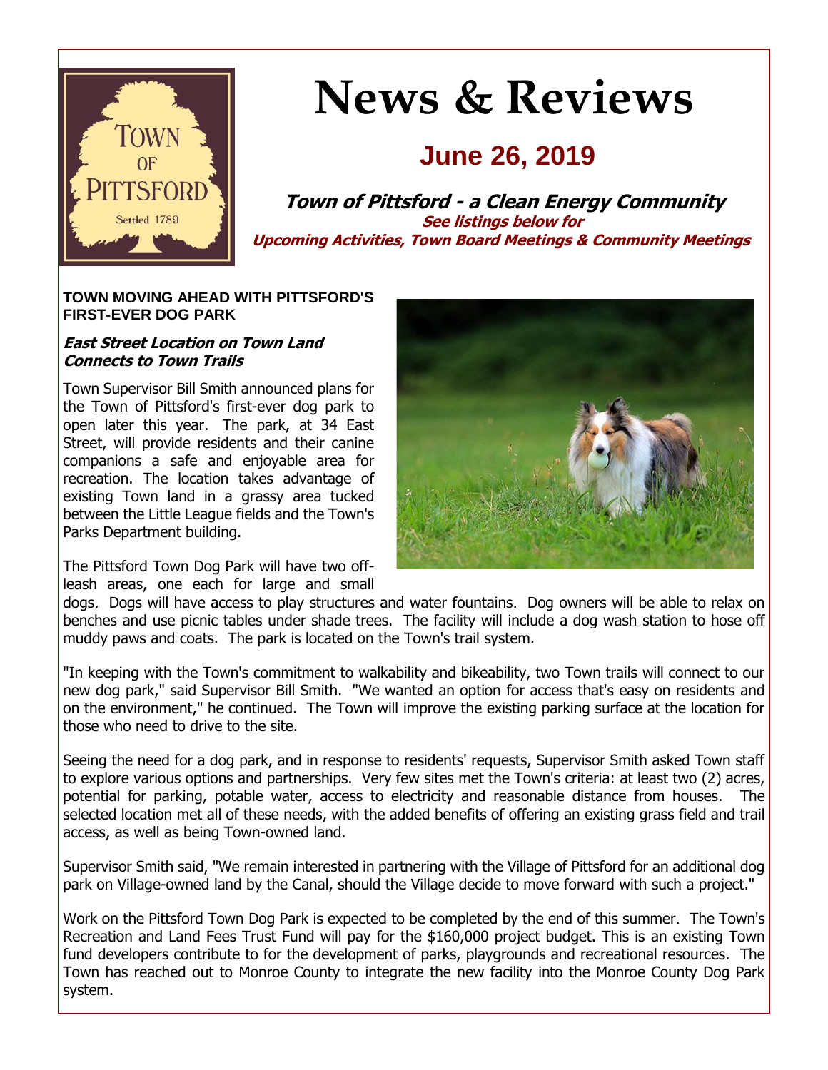# News & Reviews

## June 26, 2019

**Town of Pittsford - a Clean Energy Community**

**See listings below for**
**Upcoming Activities, Town Board Meetings & Community Meetings**

### TOWN MOVING AHEAD WITH PITTSFORD'S FIRST-EVER DOG PARK

***East Street Location on Town Land Connects to Town Trails***

Town Supervisor Bill Smith announced plans for the Town of Pittsford's first-ever dog park to open later this year. The park, at 34 East Street, will provide residents and their canine companions a safe and enjoyable area for recreation. The location takes advantage of existing Town land in a grassy area tucked between the Little League fields and the Town's Parks Department building.

The Pittsford Town Dog Park will have two off-leash areas, one each for large and small dogs. Dogs will have access to play structures and water fountains. Dog owners will be able to relax on benches and use picnic tables under shade trees. The facility will include a dog wash station to hose off muddy paws and coats. The park is located on the Town's trail system.

"In keeping with the Town's commitment to walkability and bikeability, two Town trails will connect to our new dog park," said Supervisor Bill Smith. "We wanted an option for access that's easy on residents and on the environment," he continued. The Town will improve the existing parking surface at the location for those who need to drive to the site.

Seeing the need for a dog park, and in response to residents' requests, Supervisor Smith asked Town staff to explore various options and partnerships. Very few sites met the Town's criteria: at least two (2) acres, potential for parking, potable water, access to electricity and reasonable distance from houses. The selected location met all of these needs, with the added benefits of offering an existing grass field and trail access, as well as being Town-owned land.

Supervisor Smith said, "We remain interested in partnering with the Village of Pittsford for an additional dog park on Village-owned land by the Canal, should the Village decide to move forward with such a project."

Work on the Pittsford Town Dog Park is expected to be completed by the end of this summer. The Town's Recreation and Land Fees Trust Fund will pay for the $160,000 project budget. This is an existing Town fund developers contribute to for the development of parks, playgrounds and recreational resources. The Town has reached out to Monroe County to integrate the new facility into the Monroe County Dog Park system.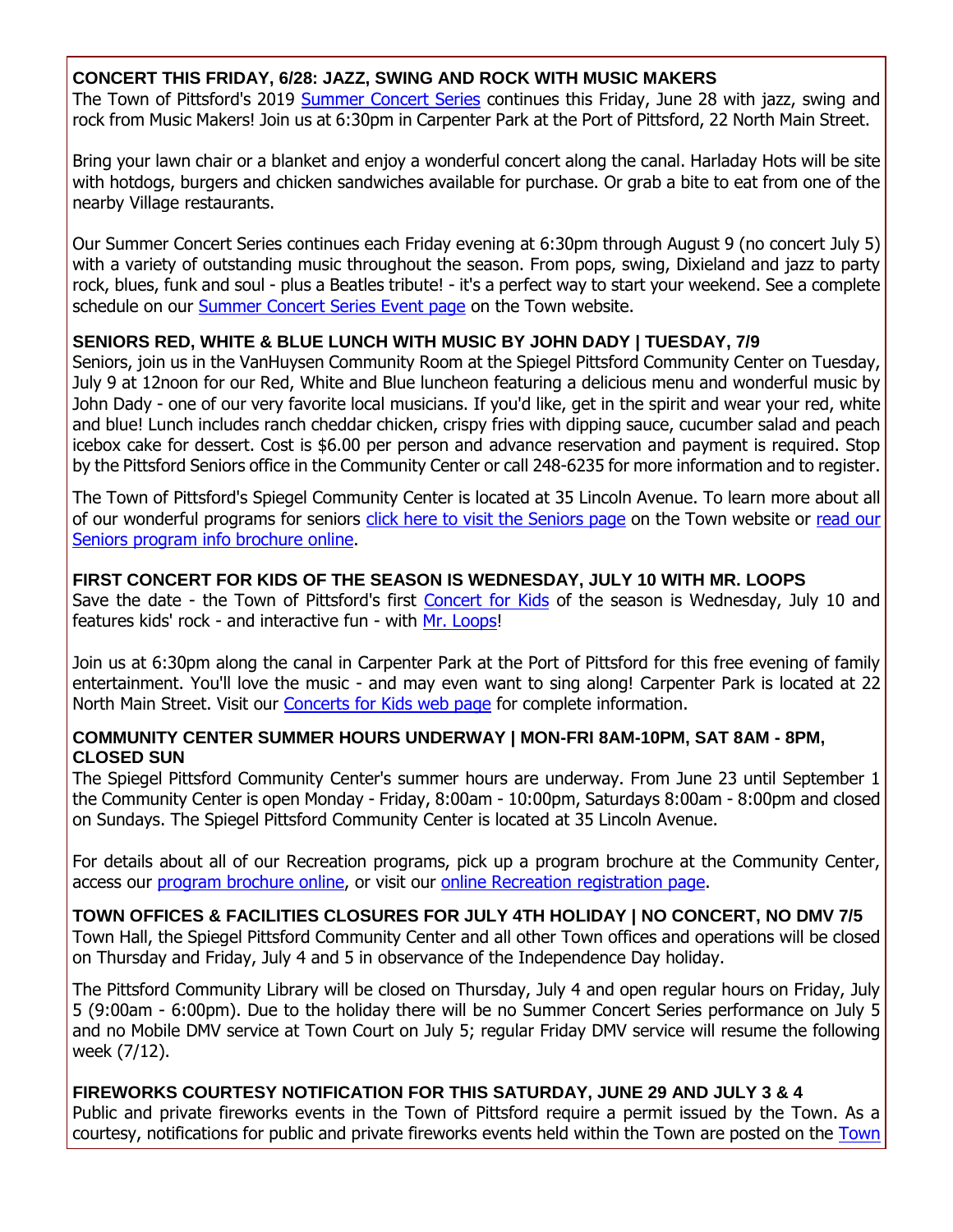**CONCERT THIS FRIDAY, 6/28: JAZZ, SWING AND ROCK WITH MUSIC MAKERS**

The Town of Pittsford's 2019 Summer Concert Series continues this Friday, June 28 with jazz, swing and rock from Music Makers! Join us at 6:30pm in Carpenter Park at the Port of Pittsford, 22 North Main Street.

Bring your lawn chair or a blanket and enjoy a wonderful concert along the canal. Harladay Hots will be site with hotdogs, burgers and chicken sandwiches available for purchase. Or grab a bite to eat from one of the nearby Village restaurants.

Our Summer Concert Series continues each Friday evening at 6:30pm through August 9 (no concert July 5) with a variety of outstanding music throughout the season. From pops, swing, Dixieland and jazz to party rock, blues, funk and soul - plus a Beatles tribute! - it's a perfect way to start your weekend. See a complete schedule on our Summer Concert Series Event page on the Town website.

**SENIORS RED, WHITE & BLUE LUNCH WITH MUSIC BY JOHN DADY | TUESDAY, 7/9**

Seniors, join us in the VanHuysen Community Room at the Spiegel Pittsford Community Center on Tuesday, July 9 at 12noon for our Red, White and Blue luncheon featuring a delicious menu and wonderful music by John Dady - one of our very favorite local musicians. If you'd like, get in the spirit and wear your red, white and blue! Lunch includes ranch cheddar chicken, crispy fries with dipping sauce, cucumber salad and peach icebox cake for dessert. Cost is $6.00 per person and advance reservation and payment is required. Stop by the Pittsford Seniors office in the Community Center or call 248-6235 for more information and to register.

The Town of Pittsford's Spiegel Community Center is located at 35 Lincoln Avenue. To learn more about all of our wonderful programs for seniors click here to visit the Seniors page on the Town website or read our Seniors program info brochure online.

**FIRST CONCERT FOR KIDS OF THE SEASON IS WEDNESDAY, JULY 10 WITH MR. LOOPS**

Save the date - the Town of Pittsford's first Concert for Kids of the season is Wednesday, July 10 and features kids' rock - and interactive fun - with Mr. Loops!

Join us at 6:30pm along the canal in Carpenter Park at the Port of Pittsford for this free evening of family entertainment. You'll love the music - and may even want to sing along! Carpenter Park is located at 22 North Main Street. Visit our Concerts for Kids web page for complete information.

**COMMUNITY CENTER SUMMER HOURS UNDERWAY | MON-FRI 8AM-10PM, SAT 8AM - 8PM, CLOSED SUN**

The Spiegel Pittsford Community Center's summer hours are underway. From June 23 until September 1 the Community Center is open Monday - Friday, 8:00am - 10:00pm, Saturdays 8:00am - 8:00pm and closed on Sundays. The Spiegel Pittsford Community Center is located at 35 Lincoln Avenue.

For details about all of our Recreation programs, pick up a program brochure at the Community Center, access our program brochure online, or visit our online Recreation registration page.

**TOWN OFFICES & FACILITIES CLOSURES FOR JULY 4TH HOLIDAY | NO CONCERT, NO DMV 7/5**

Town Hall, the Spiegel Pittsford Community Center and all other Town offices and operations will be closed on Thursday and Friday, July 4 and 5 in observance of the Independence Day holiday.

The Pittsford Community Library will be closed on Thursday, July 4 and open regular hours on Friday, July 5 (9:00am - 6:00pm). Due to the holiday there will be no Summer Concert Series performance on July 5 and no Mobile DMV service at Town Court on July 5; regular Friday DMV service will resume the following week (7/12).

**FIREWORKS COURTESY NOTIFICATION FOR THIS SATURDAY, JUNE 29 AND JULY 3 & 4**

Public and private fireworks events in the Town of Pittsford require a permit issued by the Town. As a courtesy, notifications for public and private fireworks events held within the Town are posted on the Town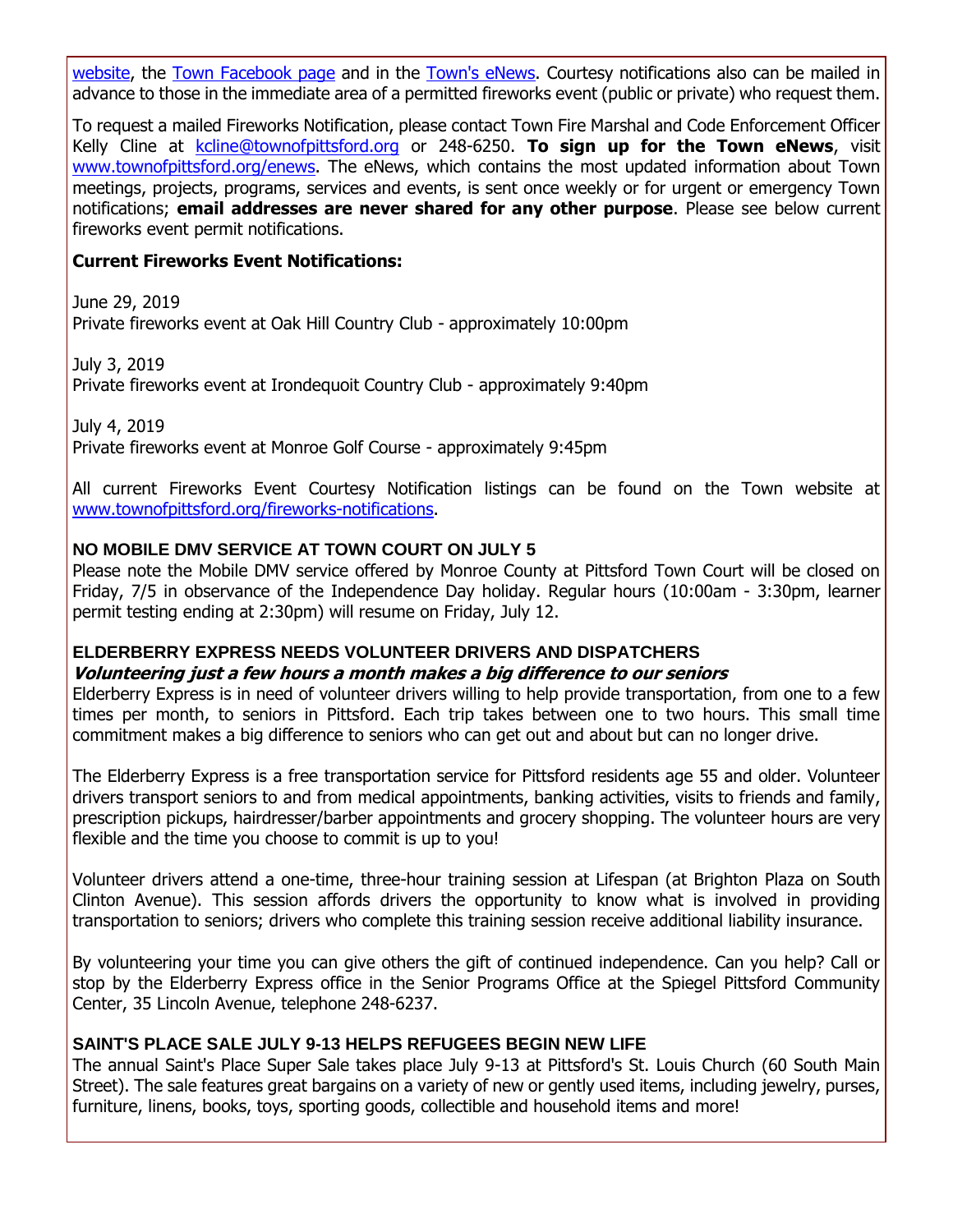[website](#), the [Town Facebook page](#) and in the [Town's eNews](#). Courtesy notifications also can be mailed in advance to those in the immediate area of a permitted fireworks event (public or private) who request them.

To request a mailed Fireworks Notification, please contact Town Fire Marshal and Code Enforcement Officer Kelly Cline at [kcline@townofpittsford.org](mailto:kcline@townofpittsford.org) or 248-6250. **To sign up for the Town eNews**, visit [www.townofpittsford.org/enews](http://www.townofpittsford.org/enews). The eNews, which contains the most updated information about Town meetings, projects, programs, services and events, is sent once weekly or for urgent or emergency Town notifications; **email addresses are never shared for any other purpose**. Please see below current fireworks event permit notifications.

**Current Fireworks Event Notifications:**

June 29, 2019
Private fireworks event at Oak Hill Country Club - approximately 10:00pm

July 3, 2019
Private fireworks event at Irondequoit Country Club - approximately 9:40pm

July 4, 2019
Private fireworks event at Monroe Golf Course - approximately 9:45pm

All current Fireworks Event Courtesy Notification listings can be found on the Town website at [www.townofpittsford.org/fireworks-notifications](http://www.townofpittsford.org/fireworks-notifications).

### NO MOBILE DMV SERVICE AT TOWN COURT ON JULY 5

Please note the Mobile DMV service offered by Monroe County at Pittsford Town Court will be closed on Friday, 7/5 in observance of the Independence Day holiday. Regular hours (10:00am - 3:30pm, learner permit testing ending at 2:30pm) will resume on Friday, July 12.

### ELDERBERRY EXPRESS NEEDS VOLUNTEER DRIVERS AND DISPATCHERS

***Volunteering just a few hours a month makes a big difference to our seniors***

Elderberry Express is in need of volunteer drivers willing to help provide transportation, from one to a few times per month, to seniors in Pittsford. Each trip takes between one to two hours. This small time commitment makes a big difference to seniors who can get out and about but can no longer drive.

The Elderberry Express is a free transportation service for Pittsford residents age 55 and older. Volunteer drivers transport seniors to and from medical appointments, banking activities, visits to friends and family, prescription pickups, hairdresser/barber appointments and grocery shopping. The volunteer hours are very flexible and the time you choose to commit is up to you!

Volunteer drivers attend a one-time, three-hour training session at Lifespan (at Brighton Plaza on South Clinton Avenue). This session affords drivers the opportunity to know what is involved in providing transportation to seniors; drivers who complete this training session receive additional liability insurance.

By volunteering your time you can give others the gift of continued independence. Can you help? Call or stop by the Elderberry Express office in the Senior Programs Office at the Spiegel Pittsford Community Center, 35 Lincoln Avenue, telephone 248-6237.

### SAINT'S PLACE SALE JULY 9-13 HELPS REFUGEES BEGIN NEW LIFE

The annual Saint's Place Super Sale takes place July 9-13 at Pittsford's St. Louis Church (60 South Main Street). The sale features great bargains on a variety of new or gently used items, including jewelry, purses, furniture, linens, books, toys, sporting goods, collectible and household items and more!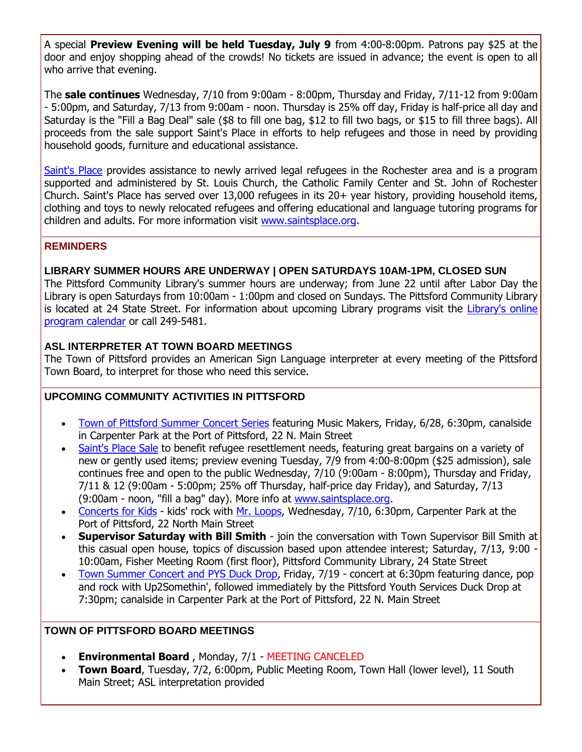A special **Preview Evening will be held Tuesday, July 9** from 4:00-8:00pm. Patrons pay $25 at the door and enjoy shopping ahead of the crowds! No tickets are issued in advance; the event is open to all who arrive that evening.

The **sale continues** Wednesday, 7/10 from 9:00am - 8:00pm, Thursday and Friday, 7/11-12 from 9:00am - 5:00pm, and Saturday, 7/13 from 9:00am - noon. Thursday is 25% off day, Friday is half-price all day and Saturday is the "Fill a Bag Deal" sale ($8 to fill one bag, $12 to fill two bags, or $15 to fill three bags). All proceeds from the sale support Saint's Place in efforts to help refugees and those in need by providing household goods, furniture and educational assistance.

Saint's Place provides assistance to newly arrived legal refugees in the Rochester area and is a program supported and administered by St. Louis Church, the Catholic Family Center and St. John of Rochester Church. Saint's Place has served over 13,000 refugees in its 20+ year history, providing household items, clothing and toys to newly relocated refugees and offering educational and language tutoring programs for children and adults. For more information visit www.saintsplace.org.

## REMINDERS

### LIBRARY SUMMER HOURS ARE UNDERWAY | OPEN SATURDAYS 10AM-1PM, CLOSED SUN

The Pittsford Community Library's summer hours are underway; from June 22 until after Labor Day the Library is open Saturdays from 10:00am - 1:00pm and closed on Sundays. The Pittsford Community Library is located at 24 State Street. For information about upcoming Library programs visit the Library's online program calendar or call 249-5481.

### ASL INTERPRETER AT TOWN BOARD MEETINGS

The Town of Pittsford provides an American Sign Language interpreter at every meeting of the Pittsford Town Board, to interpret for those who need this service.

## UPCOMING COMMUNITY ACTIVITIES IN PITTSFORD

- Town of Pittsford Summer Concert Series featuring Music Makers, Friday, 6/28, 6:30pm, canalside in Carpenter Park at the Port of Pittsford, 22 N. Main Street
- Saint's Place Sale to benefit refugee resettlement needs, featuring great bargains on a variety of new or gently used items; preview evening Tuesday, 7/9 from 4:00-8:00pm ($25 admission), sale continues free and open to the public Wednesday, 7/10 (9:00am - 8:00pm), Thursday and Friday, 7/11 & 12 (9:00am - 5:00pm; 25% off Thursday, half-price day Friday), and Saturday, 7/13 (9:00am - noon, "fill a bag" day). More info at www.saintsplace.org.
- Concerts for Kids - kids' rock with Mr. Loops, Wednesday, 7/10, 6:30pm, Carpenter Park at the Port of Pittsford, 22 North Main Street
- **Supervisor Saturday with Bill Smith** - join the conversation with Town Supervisor Bill Smith at this casual open house, topics of discussion based upon attendee interest; Saturday, 7/13, 9:00 - 10:00am, Fisher Meeting Room (first floor), Pittsford Community Library, 24 State Street
- Town Summer Concert and PYS Duck Drop, Friday, 7/19 - concert at 6:30pm featuring dance, pop and rock with Up2Somethin', followed immediately by the Pittsford Youth Services Duck Drop at 7:30pm; canalside in Carpenter Park at the Port of Pittsford, 22 N. Main Street

## TOWN OF PITTSFORD BOARD MEETINGS

- **Environmental Board** , Monday, 7/1 - MEETING CANCELED
- **Town Board**, Tuesday, 7/2, 6:00pm, Public Meeting Room, Town Hall (lower level), 11 South Main Street; ASL interpretation provided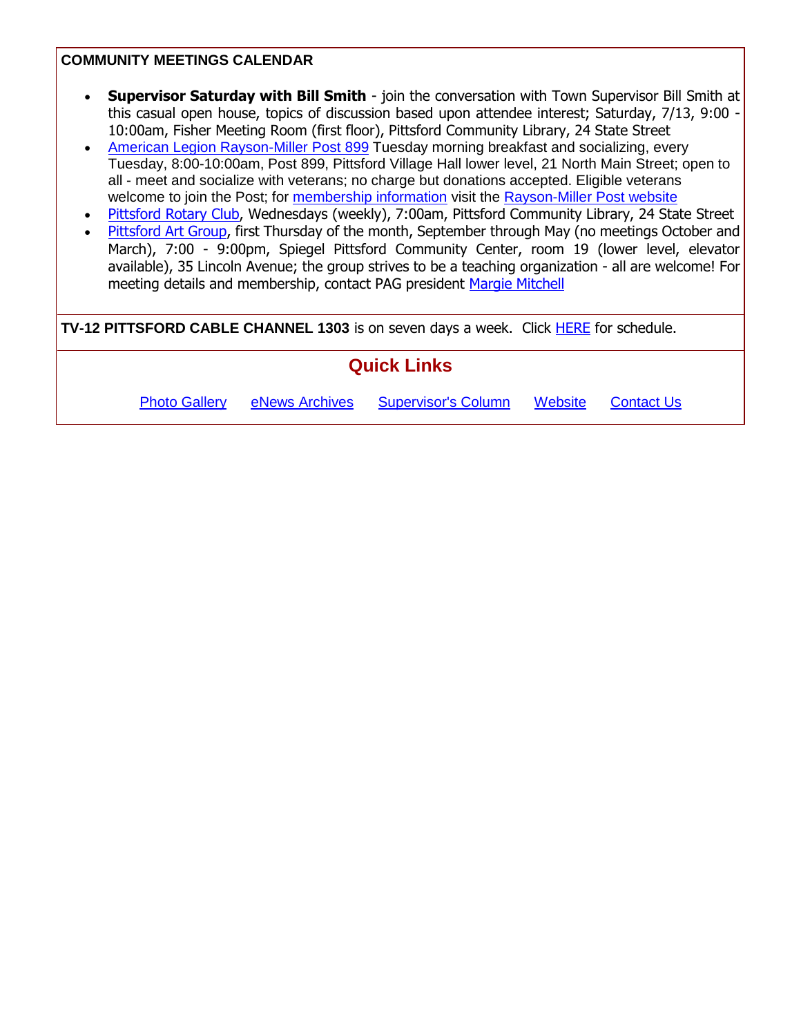**COMMUNITY MEETINGS CALENDAR**

- **Supervisor Saturday with Bill Smith** - join the conversation with Town Supervisor Bill Smith at this casual open house, topics of discussion based upon attendee interest; Saturday, 7/13, 9:00 - 10:00am, Fisher Meeting Room (first floor), Pittsford Community Library, 24 State Street
- American Legion Rayson-Miller Post 899 Tuesday morning breakfast and socializing, every Tuesday, 8:00-10:00am, Post 899, Pittsford Village Hall lower level, 21 North Main Street; open to all - meet and socialize with veterans; no charge but donations accepted. Eligible veterans welcome to join the Post; for membership information visit the Rayson-Miller Post website
- Pittsford Rotary Club, Wednesdays (weekly), 7:00am, Pittsford Community Library, 24 State Street
- Pittsford Art Group, first Thursday of the month, September through May (no meetings October and March), 7:00 - 9:00pm, Spiegel Pittsford Community Center, room 19 (lower level, elevator available), 35 Lincoln Avenue; the group strives to be a teaching organization - all are welcome! For meeting details and membership, contact PAG president Margie Mitchell

**TV-12 PITTSFORD CABLE CHANNEL 1303** is on seven days a week. Click HERE for schedule.

## Quick Links

Photo Gallery | eNews Archives | Supervisor's Column | Website | Contact Us